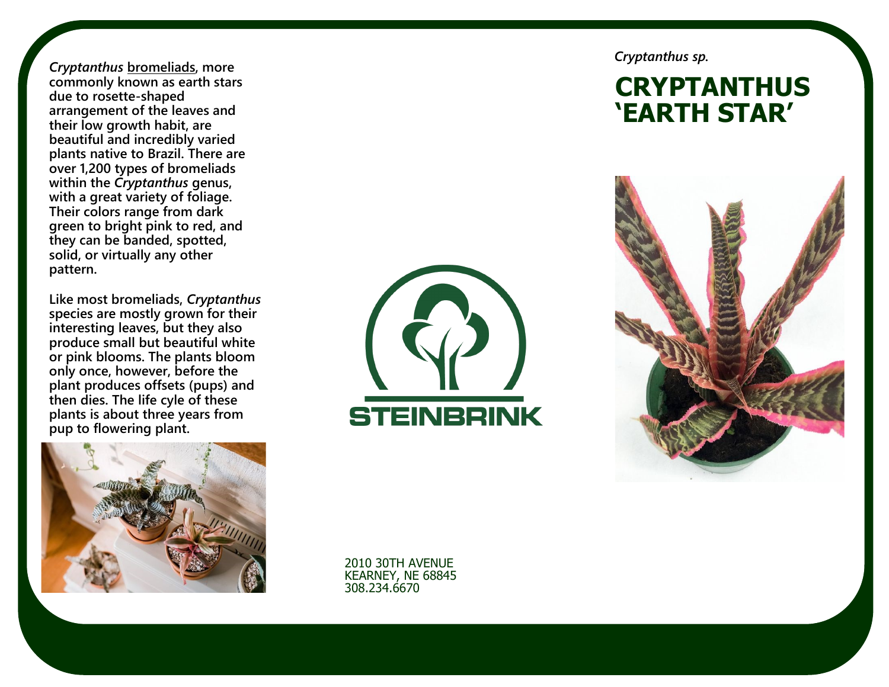*Cryptanthus sp.*

# CRYPTANTHUS 'EARTH STAR'

***Cryptanthus* bromeliads, more commonly known as earth stars due to rosette-shaped arrangement of the leaves and their low growth habit, are beautiful and incredibly varied plants native to Brazil. There are over 1,200 types of bromeliads within the *Cryptanthus* genus, with a great variety of foliage. Their colors range from dark green to bright pink to red, and they can be banded, spotted, solid, or virtually any other pattern.**

**Like most bromeliads, *Cryptanthus* species are mostly grown for their interesting leaves, but they also produce small but beautiful white or pink blooms. The plants bloom only once, however, before the plant produces offsets (pups) and then dies. The life cycle of these plants is about three years from pup to flowering plant.**

STEINBRINK

2010 30TH AVENUE
KEARNEY, NE 68845
308.234.6670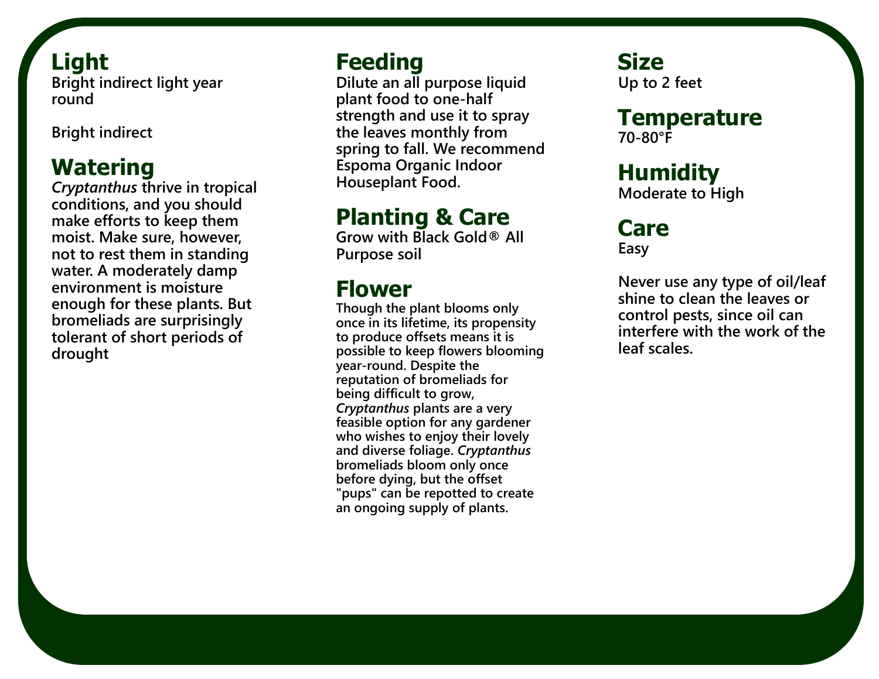## Light

Bright indirect light year round

Bright indirect

## Watering

*Cryptanthus* thrive in tropical conditions, and you should make efforts to keep them moist. Make sure, however, not to rest them in standing water. A moderately damp environment is moisture enough for these plants. But bromeliads are surprisingly tolerant of short periods of drought

## Feeding

Dilute an all purpose liquid plant food to one-half strength and use it to spray the leaves monthly from spring to fall. We recommend Espoma Organic Indoor Houseplant Food.

## Planting & Care

Grow with Black Gold® All Purpose soil

## Flower

Though the plant blooms only once in its lifetime, its propensity to produce offsets means it is possible to keep flowers blooming year-round. Despite the reputation of bromeliads for being difficult to grow, *Cryptanthus* plants are a very feasible option for any gardener who wishes to enjoy their lovely and diverse foliage. *Cryptanthus* bromeliads bloom only once before dying, but the offset "pups" can be repotted to create an ongoing supply of plants.

## Size

Up to 2 feet

## Temperature

70-80°F

## Humidity

Moderate to High

## Care

Easy

Never use any type of oil/leaf shine to clean the leaves or control pests, since oil can interfere with the work of the leaf scales.